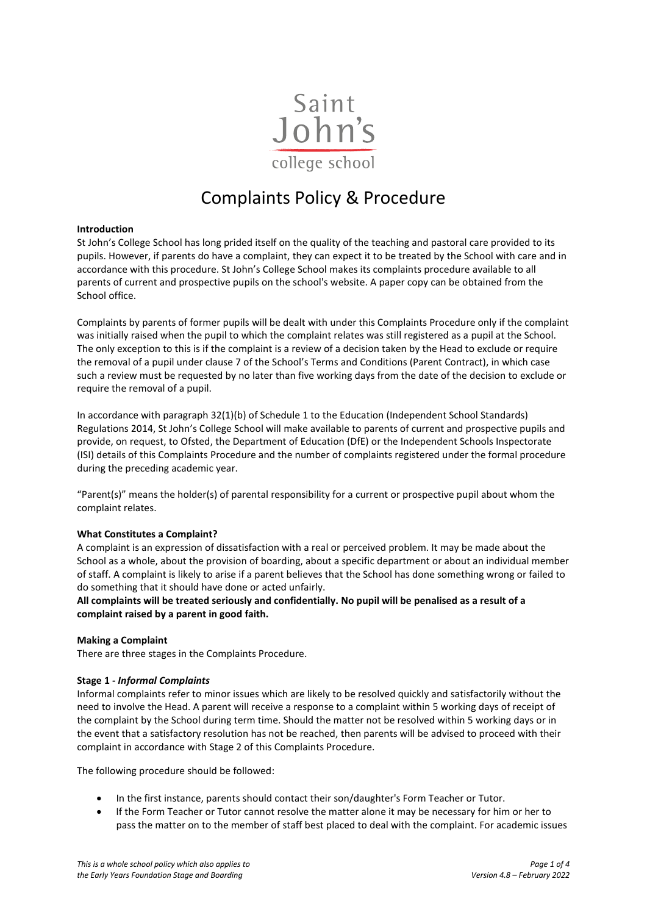Saint John's college school

# Complaints Policy & Procedure

**Introduction**

St John's College School has long prided itself on the quality of the teaching and pastoral care provided to its pupils. However, if parents do have a complaint, they can expect it to be treated by the School with care and in accordance with this procedure. St John's College School makes its complaints procedure available to all parents of current and prospective pupils on the school's website. A paper copy can be obtained from the School office.

Complaints by parents of former pupils will be dealt with under this Complaints Procedure only if the complaint was initially raised when the pupil to which the complaint relates was still registered as a pupil at the School. The only exception to this is if the complaint is a review of a decision taken by the Head to exclude or require the removal of a pupil under clause 7 of the School's Terms and Conditions (Parent Contract), in which case such a review must be requested by no later than five working days from the date of the decision to exclude or require the removal of a pupil.

In accordance with paragraph 32(1)(b) of Schedule 1 to the Education (Independent School Standards) Regulations 2014, St John's College School will make available to parents of current and prospective pupils and provide, on request, to Ofsted, the Department of Education (DfE) or the Independent Schools Inspectorate (ISI) details of this Complaints Procedure and the number of complaints registered under the formal procedure during the preceding academic year.

"Parent(s)" means the holder(s) of parental responsibility for a current or prospective pupil about whom the complaint relates.

**What Constitutes a Complaint?**

A complaint is an expression of dissatisfaction with a real or perceived problem. It may be made about the School as a whole, about the provision of boarding, about a specific department or about an individual member of staff. A complaint is likely to arise if a parent believes that the School has done something wrong or failed to do something that it should have done or acted unfairly.

**All complaints will be treated seriously and confidentially. No pupil will be penalised as a result of a complaint raised by a parent in good faith.**

**Making a Complaint**

There are three stages in the Complaints Procedure.

**Stage 1 - *Informal Complaints***

Informal complaints refer to minor issues which are likely to be resolved quickly and satisfactorily without the need to involve the Head. A parent will receive a response to a complaint within 5 working days of receipt of the complaint by the School during term time. Should the matter not be resolved within 5 working days or in the event that a satisfactory resolution has not been reached, then parents will be advised to proceed with their complaint in accordance with Stage 2 of this Complaints Procedure.

The following procedure should be followed:

- In the first instance, parents should contact their son/daughter's Form Teacher or Tutor.
- If the Form Teacher or Tutor cannot resolve the matter alone it may be necessary for him or her to pass the matter on to the member of staff best placed to deal with the complaint. For academic issues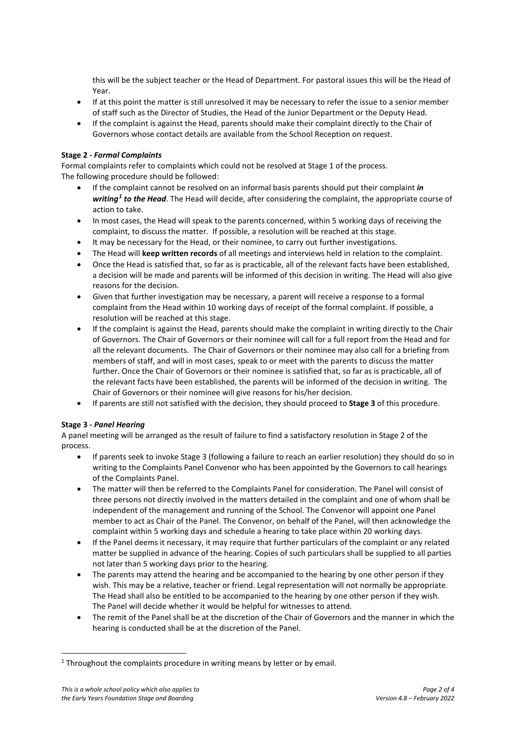this will be the subject teacher or the Head of Department. For pastoral issues this will be the Head of Year.

- If at this point the matter is still unresolved it may be necessary to refer the issue to a senior member of staff such as the Director of Studies, the Head of the Junior Department or the Deputy Head.
- If the complaint is against the Head, parents should make their complaint directly to the Chair of Governors whose contact details are available from the School Reception on request.

**Stage 2 -** ***Formal Complaints***

Formal complaints refer to complaints which could not be resolved at Stage 1 of the process.
The following procedure should be followed:

- If the complaint cannot be resolved on an informal basis parents should put their complaint ***in writing[1] to the Head***. The Head will decide, after considering the complaint, the appropriate course of action to take.
- In most cases, the Head will speak to the parents concerned, within 5 working days of receiving the complaint, to discuss the matter. If possible, a resolution will be reached at this stage.
- It may be necessary for the Head, or their nominee, to carry out further investigations.
- The Head will **keep written records** of all meetings and interviews held in relation to the complaint.
- Once the Head is satisfied that, so far as is practicable, all of the relevant facts have been established, a decision will be made and parents will be informed of this decision in writing. The Head will also give reasons for the decision.
- Given that further investigation may be necessary, a parent will receive a response to a formal complaint from the Head within 10 working days of receipt of the formal complaint. If possible, a resolution will be reached at this stage.
- If the complaint is against the Head, parents should make the complaint in writing directly to the Chair of Governors. The Chair of Governors or their nominee will call for a full report from the Head and for all the relevant documents. The Chair of Governors or their nominee may also call for a briefing from members of staff, and will in most cases, speak to or meet with the parents to discuss the matter further. Once the Chair of Governors or their nominee is satisfied that, so far as is practicable, all of the relevant facts have been established, the parents will be informed of the decision in writing. The Chair of Governors or their nominee will give reasons for his/her decision.
- If parents are still not satisfied with the decision, they should proceed to **Stage 3** of this procedure.

**Stage 3 -** ***Panel Hearing***

A panel meeting will be arranged as the result of failure to find a satisfactory resolution in Stage 2 of the process.

- If parents seek to invoke Stage 3 (following a failure to reach an earlier resolution) they should do so in writing to the Complaints Panel Convenor who has been appointed by the Governors to call hearings of the Complaints Panel.
- The matter will then be referred to the Complaints Panel for consideration. The Panel will consist of three persons not directly involved in the matters detailed in the complaint and one of whom shall be independent of the management and running of the School. The Convenor will appoint one Panel member to act as Chair of the Panel. The Convenor, on behalf of the Panel, will then acknowledge the complaint within 5 working days and schedule a hearing to take place within 20 working days.
- If the Panel deems it necessary, it may require that further particulars of the complaint or any related matter be supplied in advance of the hearing. Copies of such particulars shall be supplied to all parties not later than 5 working days prior to the hearing.
- The parents may attend the hearing and be accompanied to the hearing by one other person if they wish. This may be a relative, teacher or friend. Legal representation will not normally be appropriate. The Head shall also be entitled to be accompanied to the hearing by one other person if they wish. The Panel will decide whether it would be helpful for witnesses to attend.
- The remit of the Panel shall be at the discretion of the Chair of Governors and the manner in which the hearing is conducted shall be at the discretion of the Panel.

[1] Throughout the complaints procedure in writing means by letter or by email.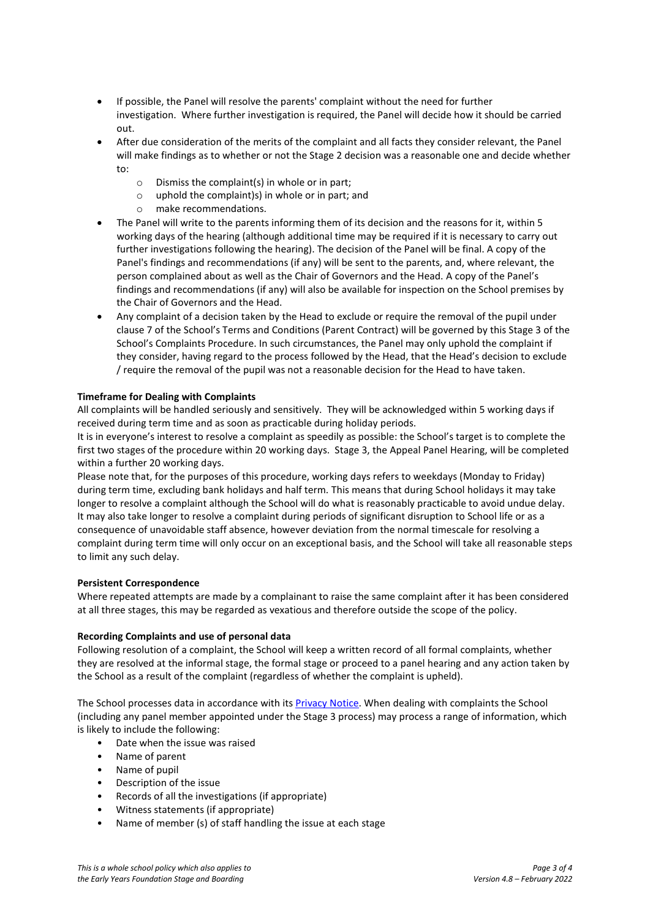- If possible, the Panel will resolve the parents' complaint without the need for further investigation. Where further investigation is required, the Panel will decide how it should be carried out.
- After due consideration of the merits of the complaint and all facts they consider relevant, the Panel will make findings as to whether or not the Stage 2 decision was a reasonable one and decide whether to:
  - Dismiss the complaint(s) in whole or in part;
  - uphold the complaint)s) in whole or in part; and
  - make recommendations.
- The Panel will write to the parents informing them of its decision and the reasons for it, within 5 working days of the hearing (although additional time may be required if it is necessary to carry out further investigations following the hearing). The decision of the Panel will be final. A copy of the Panel's findings and recommendations (if any) will be sent to the parents, and, where relevant, the person complained about as well as the Chair of Governors and the Head. A copy of the Panel's findings and recommendations (if any) will also be available for inspection on the School premises by the Chair of Governors and the Head.
- Any complaint of a decision taken by the Head to exclude or require the removal of the pupil under clause 7 of the School's Terms and Conditions (Parent Contract) will be governed by this Stage 3 of the School's Complaints Procedure. In such circumstances, the Panel may only uphold the complaint if they consider, having regard to the process followed by the Head, that the Head's decision to exclude / require the removal of the pupil was not a reasonable decision for the Head to have taken.

**Timeframe for Dealing with Complaints**

All complaints will be handled seriously and sensitively. They will be acknowledged within 5 working days if received during term time and as soon as practicable during holiday periods.

It is in everyone's interest to resolve a complaint as speedily as possible: the School's target is to complete the first two stages of the procedure within 20 working days. Stage 3, the Appeal Panel Hearing, will be completed within a further 20 working days.

Please note that, for the purposes of this procedure, working days refers to weekdays (Monday to Friday) during term time, excluding bank holidays and half term. This means that during School holidays it may take longer to resolve a complaint although the School will do what is reasonably practicable to avoid undue delay. It may also take longer to resolve a complaint during periods of significant disruption to School life or as a consequence of unavoidable staff absence, however deviation from the normal timescale for resolving a complaint during term time will only occur on an exceptional basis, and the School will take all reasonable steps to limit any such delay.

**Persistent Correspondence**

Where repeated attempts are made by a complainant to raise the same complaint after it has been considered at all three stages, this may be regarded as vexatious and therefore outside the scope of the policy.

**Recording Complaints and use of personal data**

Following resolution of a complaint, the School will keep a written record of all formal complaints, whether they are resolved at the informal stage, the formal stage or proceed to a panel hearing and any action taken by the School as a result of the complaint (regardless of whether the complaint is upheld).

The School processes data in accordance with its Privacy Notice. When dealing with complaints the School (including any panel member appointed under the Stage 3 process) may process a range of information, which is likely to include the following:

- Date when the issue was raised
- Name of parent
- Name of pupil
- Description of the issue
- Records of all the investigations (if appropriate)
- Witness statements (if appropriate)
- Name of member (s) of staff handling the issue at each stage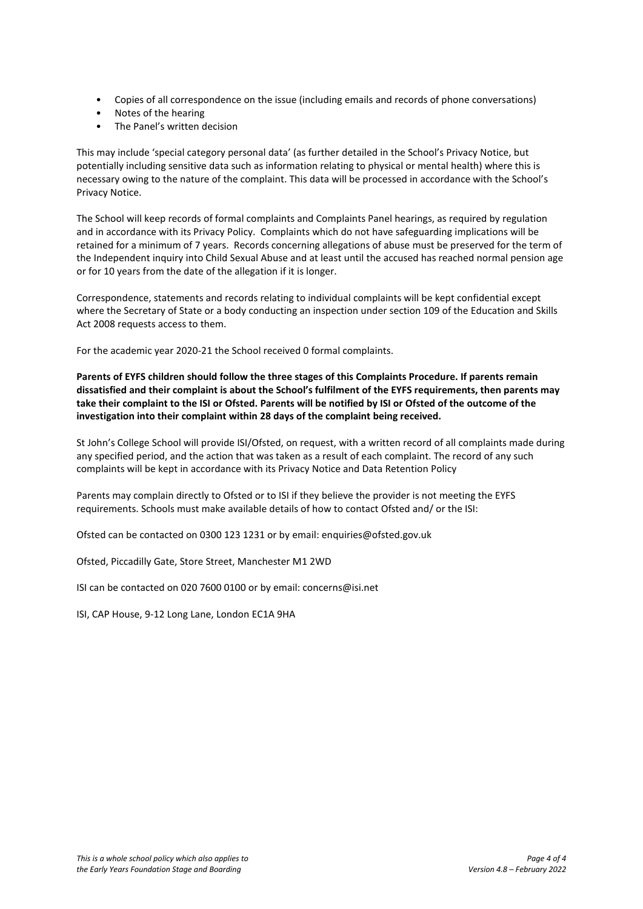- Copies of all correspondence on the issue (including emails and records of phone conversations)
- Notes of the hearing
- The Panel's written decision

This may include 'special category personal data' (as further detailed in the School's Privacy Notice, but potentially including sensitive data such as information relating to physical or mental health) where this is necessary owing to the nature of the complaint. This data will be processed in accordance with the School's Privacy Notice.

The School will keep records of formal complaints and Complaints Panel hearings, as required by regulation and in accordance with its Privacy Policy. Complaints which do not have safeguarding implications will be retained for a minimum of 7 years. Records concerning allegations of abuse must be preserved for the term of the Independent inquiry into Child Sexual Abuse and at least until the accused has reached normal pension age or for 10 years from the date of the allegation if it is longer.

Correspondence, statements and records relating to individual complaints will be kept confidential except where the Secretary of State or a body conducting an inspection under section 109 of the Education and Skills Act 2008 requests access to them.

For the academic year 2020-21 the School received 0 formal complaints.

**Parents of EYFS children should follow the three stages of this Complaints Procedure. If parents remain dissatisfied and their complaint is about the School's fulfilment of the EYFS requirements, then parents may take their complaint to the ISI or Ofsted. Parents will be notified by ISI or Ofsted of the outcome of the investigation into their complaint within 28 days of the complaint being received.**

St John's College School will provide ISI/Ofsted, on request, with a written record of all complaints made during any specified period, and the action that was taken as a result of each complaint. The record of any such complaints will be kept in accordance with its Privacy Notice and Data Retention Policy

Parents may complain directly to Ofsted or to ISI if they believe the provider is not meeting the EYFS requirements. Schools must make available details of how to contact Ofsted and/ or the ISI:

Ofsted can be contacted on 0300 123 1231 or by email: enquiries@ofsted.gov.uk

Ofsted, Piccadilly Gate, Store Street, Manchester M1 2WD

ISI can be contacted on 020 7600 0100 or by email: concerns@isi.net

ISI, CAP House, 9-12 Long Lane, London EC1A 9HA